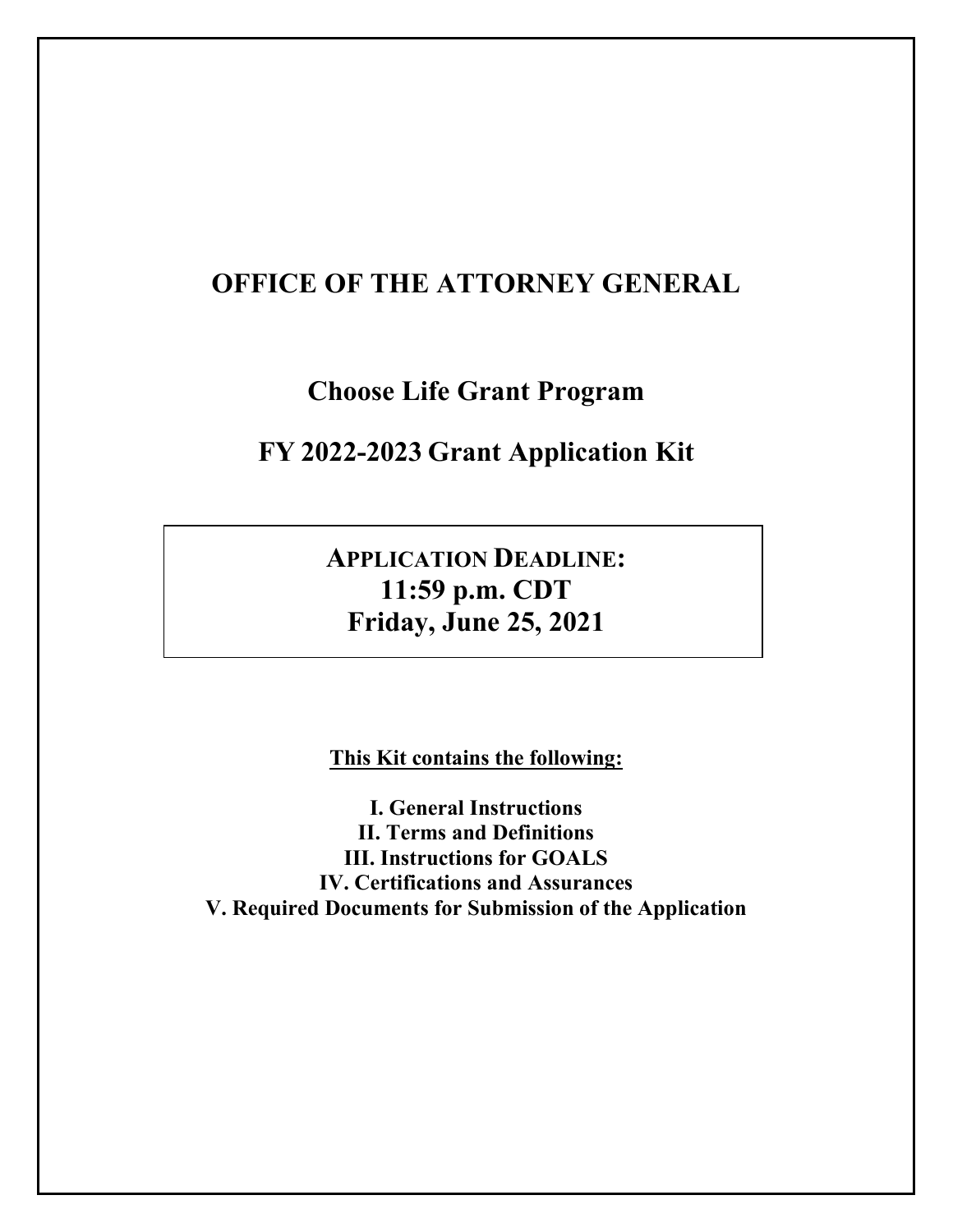# OFFICE OF THE ATTORNEY GENERAL

## Choose Life Grant Program

## FY 2022-2023 Grant Application Kit

**APPLICATION DEADLINE:**
**11:59 p.m. CDT**
**Friday, June 25, 2021**

**This Kit contains the following:**

**I. General Instructions**
**II. Terms and Definitions**
**III. Instructions for GOALS**
**IV. Certifications and Assurances**
**V. Required Documents for Submission of the Application**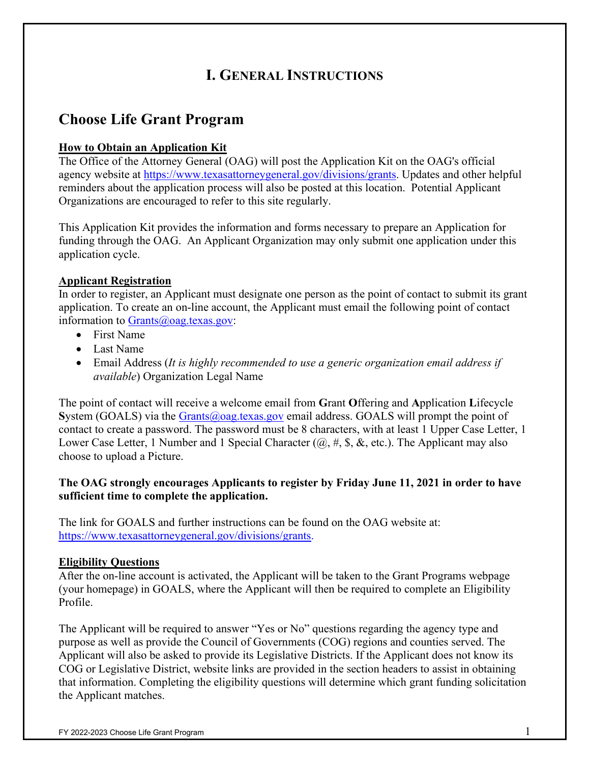# I. General Instructions

## Choose Life Grant Program

**How to Obtain an Application Kit**

The Office of the Attorney General (OAG) will post the Application Kit on the OAG's official agency website at https://www.texasattorneygeneral.gov/divisions/grants. Updates and other helpful reminders about the application process will also be posted at this location. Potential Applicant Organizations are encouraged to refer to this site regularly.

This Application Kit provides the information and forms necessary to prepare an Application for funding through the OAG. An Applicant Organization may only submit one application under this application cycle.

**Applicant Registration**

In order to register, an Applicant must designate one person as the point of contact to submit its grant application. To create an on-line account, the Applicant must email the following point of contact information to Grants@oag.texas.gov:

- First Name
- Last Name
- Email Address (*It is highly recommended to use a generic organization email address if available*) Organization Legal Name

The point of contact will receive a welcome email from **G**rant **O**ffering and **A**pplication **L**ifecycle **S**ystem (GOALS) via the Grants@oag.texas.gov email address. GOALS will prompt the point of contact to create a password. The password must be 8 characters, with at least 1 Upper Case Letter, 1 Lower Case Letter, 1 Number and 1 Special Character (@, #, $, &, etc.). The Applicant may also choose to upload a Picture.

**The OAG strongly encourages Applicants to register by Friday June 11, 2021 in order to have sufficient time to complete the application.**

The link for GOALS and further instructions can be found on the OAG website at: https://www.texasattorneygeneral.gov/divisions/grants.

**Eligibility Questions**

After the on-line account is activated, the Applicant will be taken to the Grant Programs webpage (your homepage) in GOALS, where the Applicant will then be required to complete an Eligibility Profile.

The Applicant will be required to answer "Yes or No" questions regarding the agency type and purpose as well as provide the Council of Governments (COG) regions and counties served. The Applicant will also be asked to provide its Legislative Districts. If the Applicant does not know its COG or Legislative District, website links are provided in the section headers to assist in obtaining that information. Completing the eligibility questions will determine which grant funding solicitation the Applicant matches.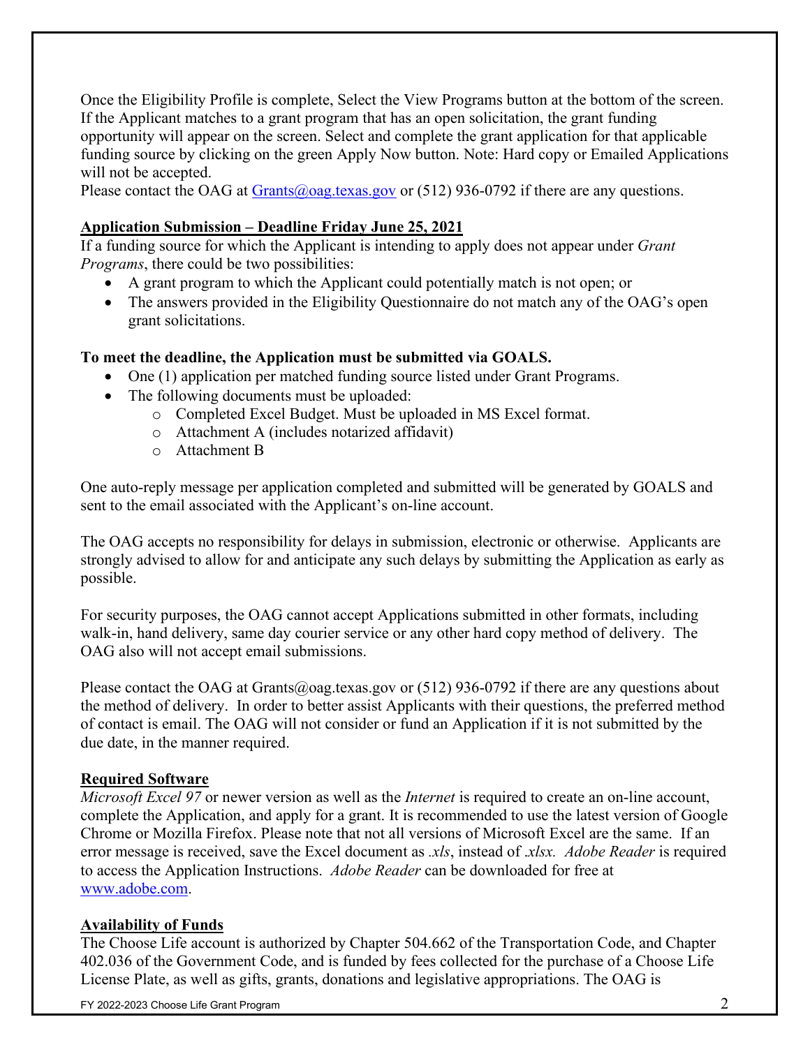Once the Eligibility Profile is complete, Select the View Programs button at the bottom of the screen. If the Applicant matches to a grant program that has an open solicitation, the grant funding opportunity will appear on the screen. Select and complete the grant application for that applicable funding source by clicking on the green Apply Now button. Note: Hard copy or Emailed Applications will not be accepted.

Please contact the OAG at [Grants@oag.texas.gov](mailto:Grants@oag.texas.gov) or (512) 936-0792 if there are any questions.

**Application Submission – Deadline Friday June 25, 2021**

If a funding source for which the Applicant is intending to apply does not appear under *Grant Programs*, there could be two possibilities:

- A grant program to which the Applicant could potentially match is not open; or
- The answers provided in the Eligibility Questionnaire do not match any of the OAG's open grant solicitations.

**To meet the deadline, the Application must be submitted via GOALS.**

- One (1) application per matched funding source listed under Grant Programs.
- The following documents must be uploaded:
  - Completed Excel Budget. Must be uploaded in MS Excel format.
  - Attachment A (includes notarized affidavit)
  - Attachment B

One auto-reply message per application completed and submitted will be generated by GOALS and sent to the email associated with the Applicant's on-line account.

The OAG accepts no responsibility for delays in submission, electronic or otherwise. Applicants are strongly advised to allow for and anticipate any such delays by submitting the Application as early as possible.

For security purposes, the OAG cannot accept Applications submitted in other formats, including walk-in, hand delivery, same day courier service or any other hard copy method of delivery. The OAG also will not accept email submissions.

Please contact the OAG at Grants@oag.texas.gov or (512) 936-0792 if there are any questions about the method of delivery. In order to better assist Applicants with their questions, the preferred method of contact is email. The OAG will not consider or fund an Application if it is not submitted by the due date, in the manner required.

**Required Software**

*Microsoft Excel 97* or newer version as well as the *Internet* is required to create an on-line account, complete the Application, and apply for a grant. It is recommended to use the latest version of Google Chrome or Mozilla Firefox. Please note that not all versions of Microsoft Excel are the same. If an error message is received, save the Excel document as *.xls*, instead of *.xlsx. Adobe Reader* is required to access the Application Instructions. *Adobe Reader* can be downloaded for free at [www.adobe.com](http://www.adobe.com).

**Availability of Funds**

The Choose Life account is authorized by Chapter 504.662 of the Transportation Code, and Chapter 402.036 of the Government Code, and is funded by fees collected for the purchase of a Choose Life License Plate, as well as gifts, grants, donations and legislative appropriations. The OAG is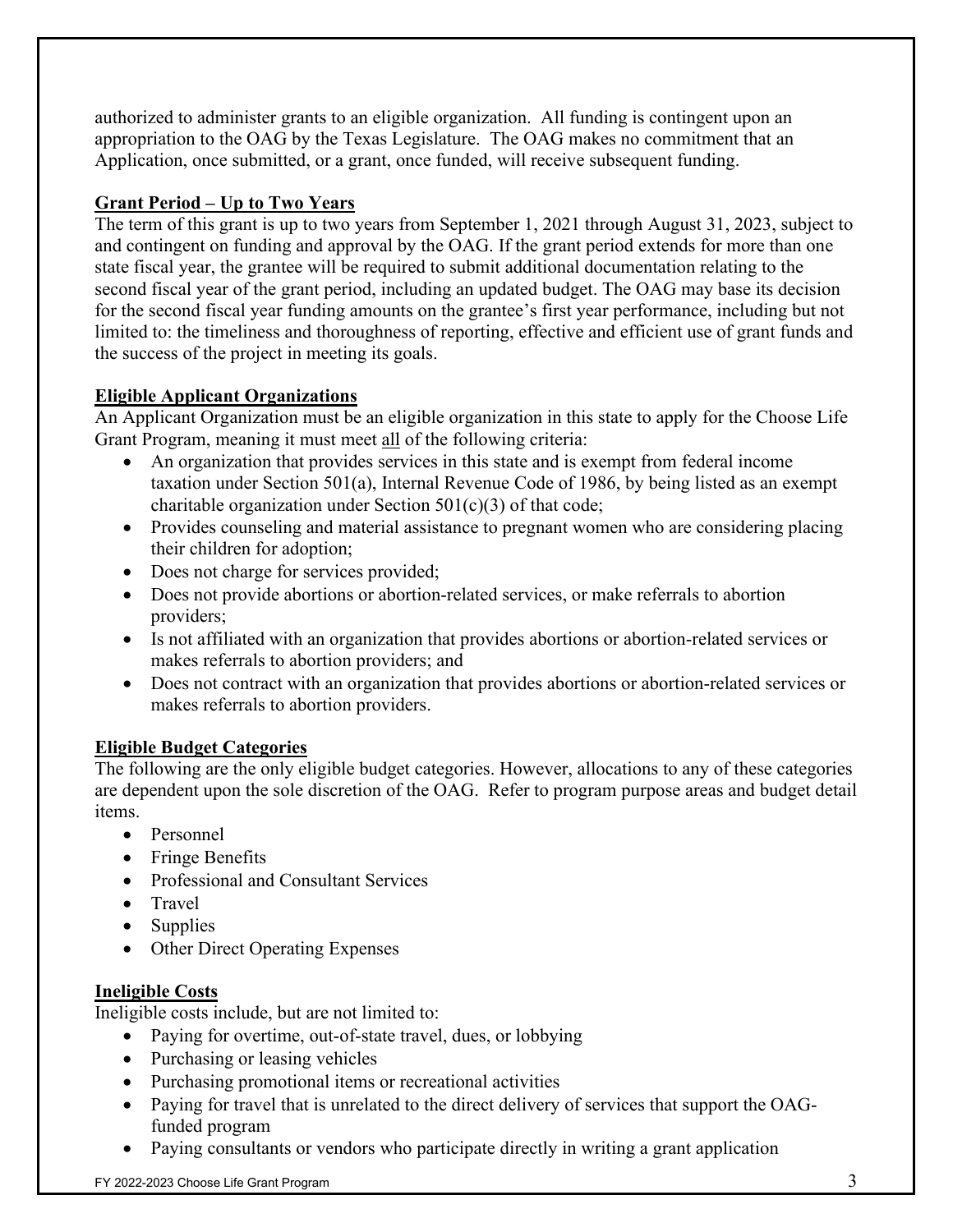authorized to administer grants to an eligible organization. All funding is contingent upon an appropriation to the OAG by the Texas Legislature. The OAG makes no commitment that an Application, once submitted, or a grant, once funded, will receive subsequent funding.

## Grant Period – Up to Two Years

The term of this grant is up to two years from September 1, 2021 through August 31, 2023, subject to and contingent on funding and approval by the OAG. If the grant period extends for more than one state fiscal year, the grantee will be required to submit additional documentation relating to the second fiscal year of the grant period, including an updated budget. The OAG may base its decision for the second fiscal year funding amounts on the grantee's first year performance, including but not limited to: the timeliness and thoroughness of reporting, effective and efficient use of grant funds and the success of the project in meeting its goals.

## Eligible Applicant Organizations

An Applicant Organization must be an eligible organization in this state to apply for the Choose Life Grant Program, meaning it must meet <u>all</u> of the following criteria:

- An organization that provides services in this state and is exempt from federal income taxation under Section 501(a), Internal Revenue Code of 1986, by being listed as an exempt charitable organization under Section 501(c)(3) of that code;
- Provides counseling and material assistance to pregnant women who are considering placing their children for adoption;
- Does not charge for services provided;
- Does not provide abortions or abortion-related services, or make referrals to abortion providers;
- Is not affiliated with an organization that provides abortions or abortion-related services or makes referrals to abortion providers; and
- Does not contract with an organization that provides abortions or abortion-related services or makes referrals to abortion providers.

## Eligible Budget Categories

The following are the only eligible budget categories. However, allocations to any of these categories are dependent upon the sole discretion of the OAG. Refer to program purpose areas and budget detail items.

- Personnel
- Fringe Benefits
- Professional and Consultant Services
- Travel
- Supplies
- Other Direct Operating Expenses

## Ineligible Costs

Ineligible costs include, but are not limited to:

- Paying for overtime, out-of-state travel, dues, or lobbying
- Purchasing or leasing vehicles
- Purchasing promotional items or recreational activities
- Paying for travel that is unrelated to the direct delivery of services that support the OAG-funded program
- Paying consultants or vendors who participate directly in writing a grant application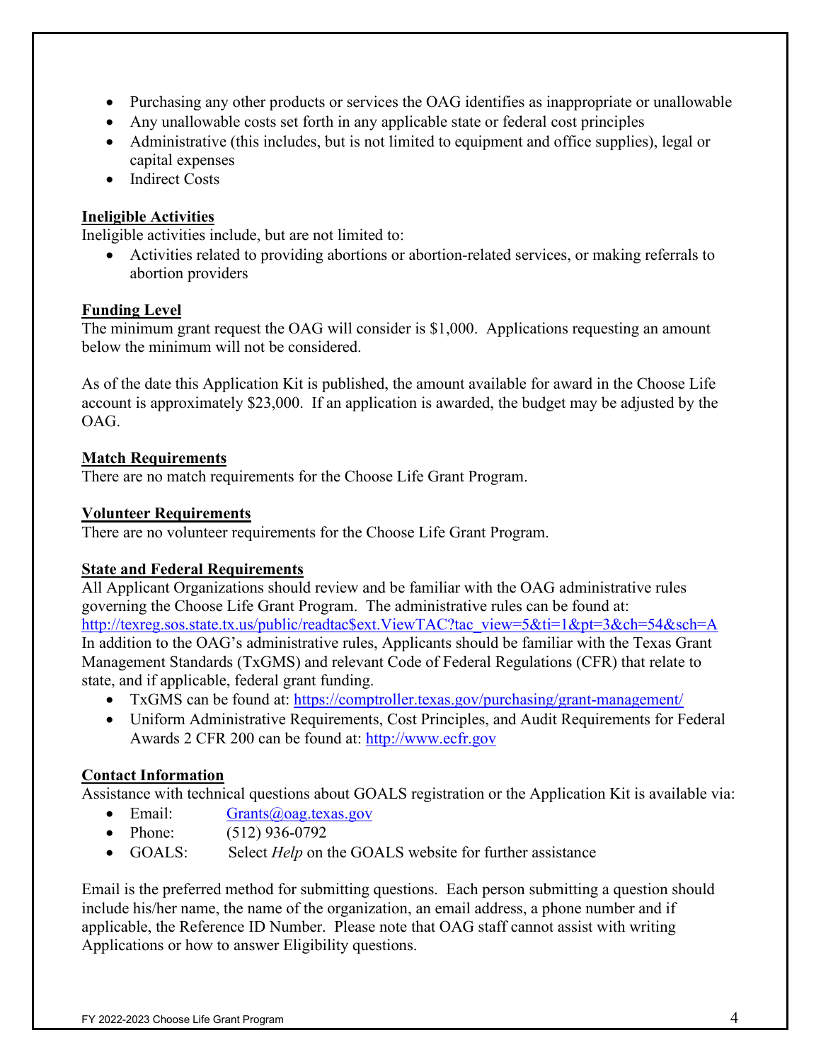- Purchasing any other products or services the OAG identifies as inappropriate or unallowable
- Any unallowable costs set forth in any applicable state or federal cost principles
- Administrative (this includes, but is not limited to equipment and office supplies), legal or capital expenses
- Indirect Costs

**Ineligible Activities**

Ineligible activities include, but are not limited to:

- Activities related to providing abortions or abortion-related services, or making referrals to abortion providers

**Funding Level**

The minimum grant request the OAG will consider is $1,000. Applications requesting an amount below the minimum will not be considered.

As of the date this Application Kit is published, the amount available for award in the Choose Life account is approximately $23,000. If an application is awarded, the budget may be adjusted by the OAG.

**Match Requirements**

There are no match requirements for the Choose Life Grant Program.

**Volunteer Requirements**

There are no volunteer requirements for the Choose Life Grant Program.

**State and Federal Requirements**

All Applicant Organizations should review and be familiar with the OAG administrative rules governing the Choose Life Grant Program. The administrative rules can be found at: http://texreg.sos.state.tx.us/public/readtac$ext.ViewTAC?tac_view=5&ti=1&pt=3&ch=54&sch=A

In addition to the OAG's administrative rules, Applicants should be familiar with the Texas Grant Management Standards (TxGMS) and relevant Code of Federal Regulations (CFR) that relate to state, and if applicable, federal grant funding.

- TxGMS can be found at: https://comptroller.texas.gov/purchasing/grant-management/
- Uniform Administrative Requirements, Cost Principles, and Audit Requirements for Federal Awards 2 CFR 200 can be found at: http://www.ecfr.gov

**Contact Information**

Assistance with technical questions about GOALS registration or the Application Kit is available via:

- Email: Grants@oag.texas.gov
- Phone: (512) 936-0792
- GOALS: Select *Help* on the GOALS website for further assistance

Email is the preferred method for submitting questions. Each person submitting a question should include his/her name, the name of the organization, an email address, a phone number and if applicable, the Reference ID Number. Please note that OAG staff cannot assist with writing Applications or how to answer Eligibility questions.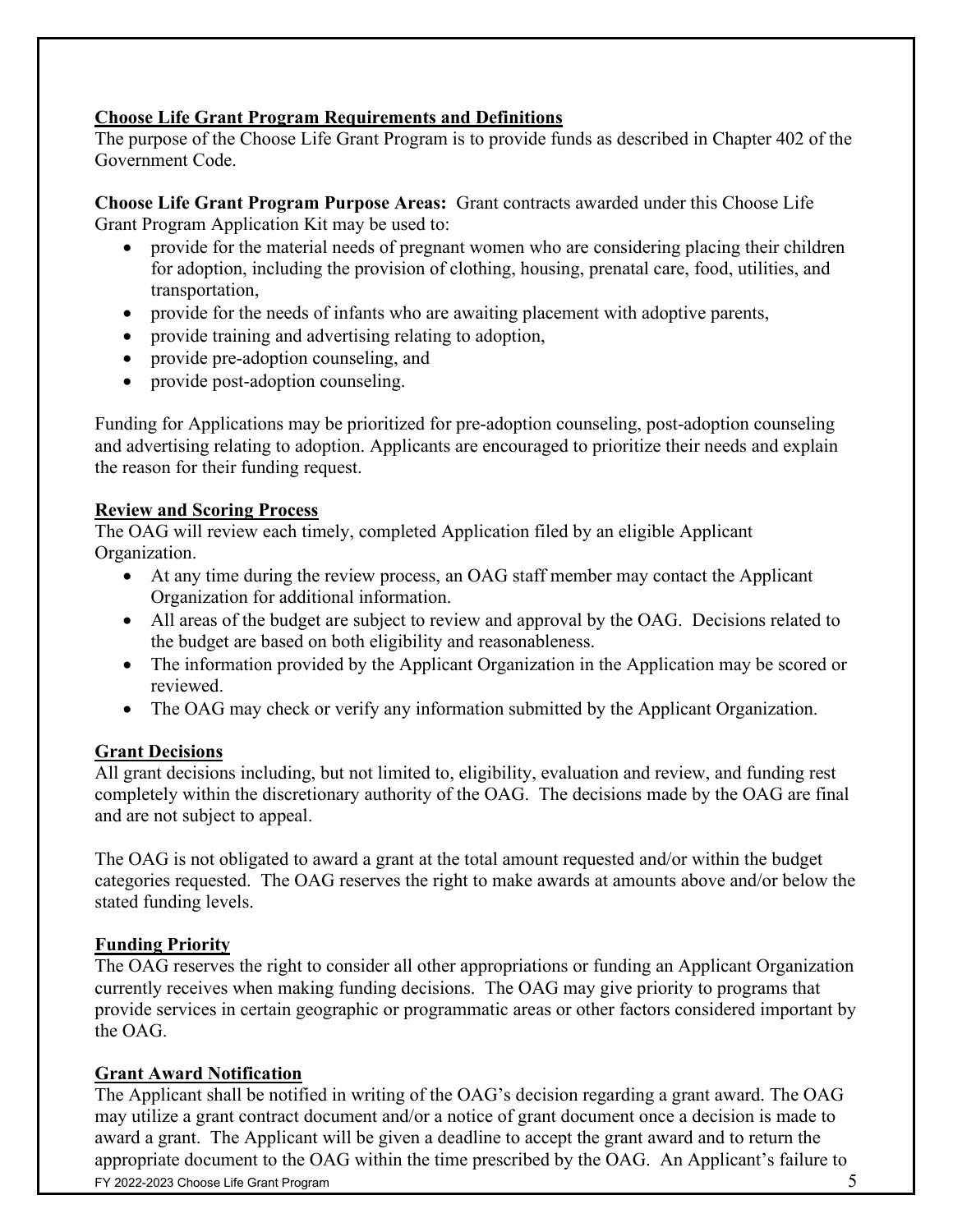## Choose Life Grant Program Requirements and Definitions

The purpose of the Choose Life Grant Program is to provide funds as described in Chapter 402 of the Government Code.

**Choose Life Grant Program Purpose Areas:** Grant contracts awarded under this Choose Life Grant Program Application Kit may be used to:

- provide for the material needs of pregnant women who are considering placing their children for adoption, including the provision of clothing, housing, prenatal care, food, utilities, and transportation,
- provide for the needs of infants who are awaiting placement with adoptive parents,
- provide training and advertising relating to adoption,
- provide pre-adoption counseling, and
- provide post-adoption counseling.

Funding for Applications may be prioritized for pre-adoption counseling, post-adoption counseling and advertising relating to adoption. Applicants are encouraged to prioritize their needs and explain the reason for their funding request.

## Review and Scoring Process

The OAG will review each timely, completed Application filed by an eligible Applicant Organization.

- At any time during the review process, an OAG staff member may contact the Applicant Organization for additional information.
- All areas of the budget are subject to review and approval by the OAG. Decisions related to the budget are based on both eligibility and reasonableness.
- The information provided by the Applicant Organization in the Application may be scored or reviewed.
- The OAG may check or verify any information submitted by the Applicant Organization.

## Grant Decisions

All grant decisions including, but not limited to, eligibility, evaluation and review, and funding rest completely within the discretionary authority of the OAG. The decisions made by the OAG are final and are not subject to appeal.

The OAG is not obligated to award a grant at the total amount requested and/or within the budget categories requested. The OAG reserves the right to make awards at amounts above and/or below the stated funding levels.

## Funding Priority

The OAG reserves the right to consider all other appropriations or funding an Applicant Organization currently receives when making funding decisions. The OAG may give priority to programs that provide services in certain geographic or programmatic areas or other factors considered important by the OAG.

## Grant Award Notification

The Applicant shall be notified in writing of the OAG's decision regarding a grant award. The OAG may utilize a grant contract document and/or a notice of grant document once a decision is made to award a grant. The Applicant will be given a deadline to accept the grant award and to return the appropriate document to the OAG within the time prescribed by the OAG. An Applicant's failure to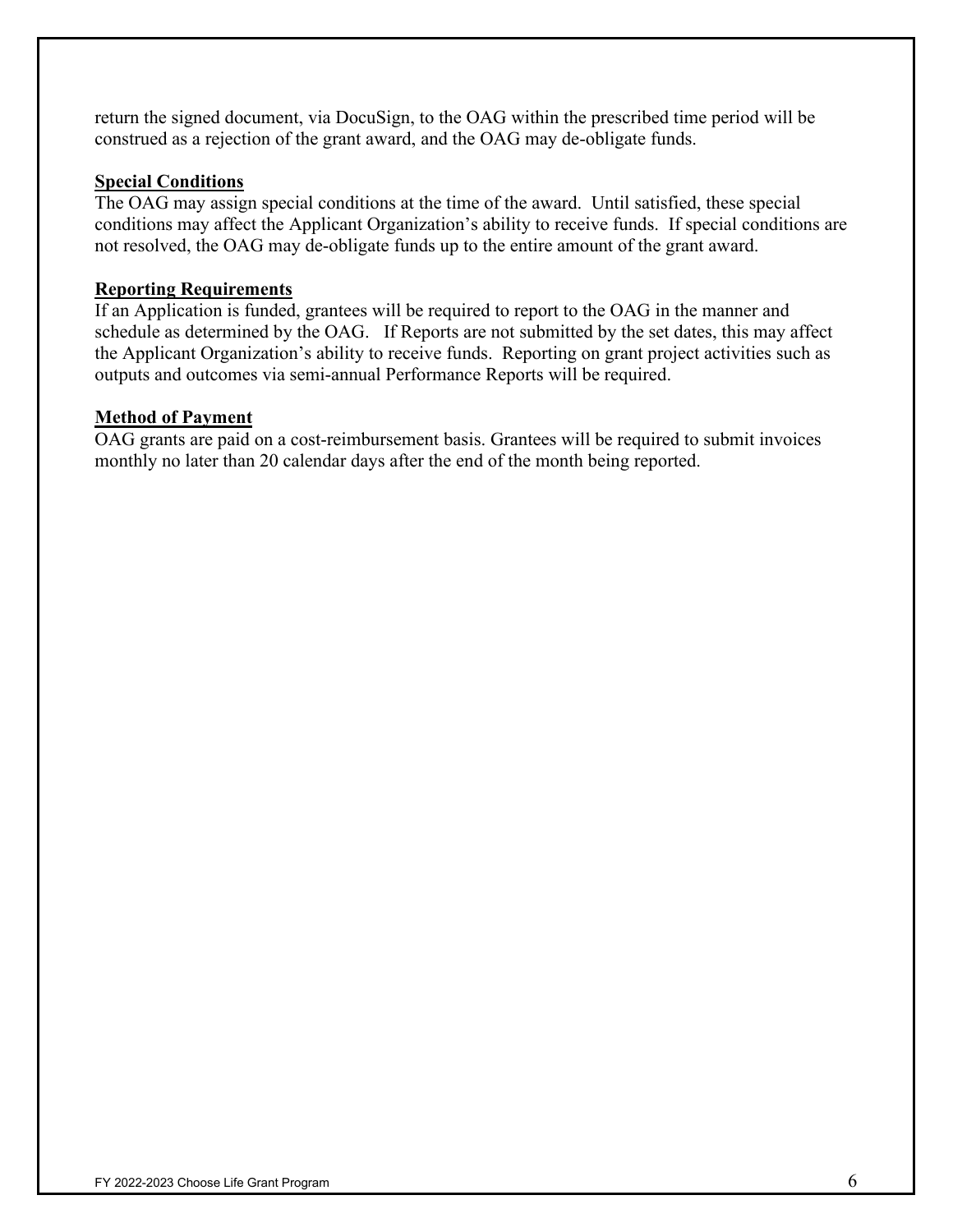return the signed document, via DocuSign, to the OAG within the prescribed time period will be construed as a rejection of the grant award, and the OAG may de-obligate funds.

**Special Conditions**

The OAG may assign special conditions at the time of the award. Until satisfied, these special conditions may affect the Applicant Organization's ability to receive funds. If special conditions are not resolved, the OAG may de-obligate funds up to the entire amount of the grant award.

**Reporting Requirements**

If an Application is funded, grantees will be required to report to the OAG in the manner and schedule as determined by the OAG. If Reports are not submitted by the set dates, this may affect the Applicant Organization's ability to receive funds. Reporting on grant project activities such as outputs and outcomes via semi-annual Performance Reports will be required.

**Method of Payment**

OAG grants are paid on a cost-reimbursement basis. Grantees will be required to submit invoices monthly no later than 20 calendar days after the end of the month being reported.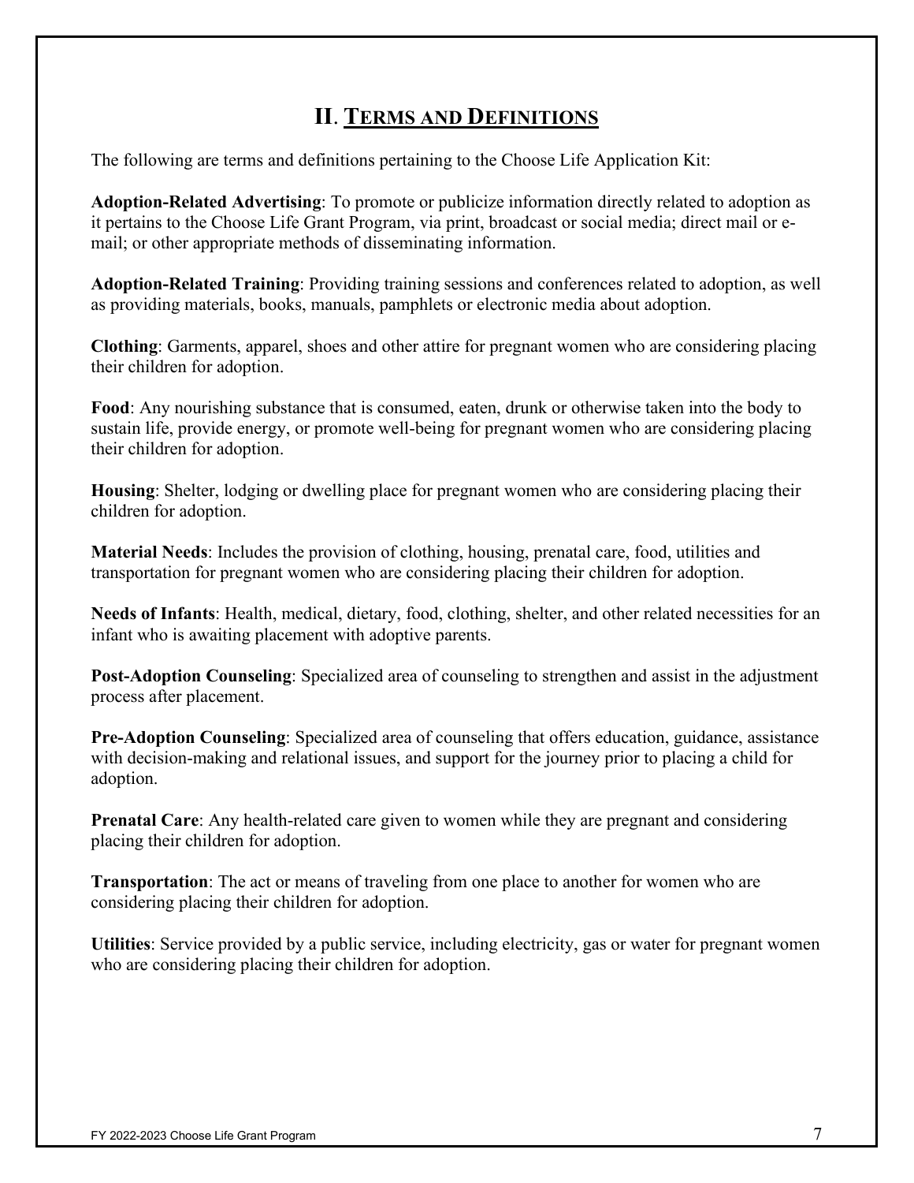## II. TERMS AND DEFINITIONS

The following are terms and definitions pertaining to the Choose Life Application Kit:

**Adoption-Related Advertising**: To promote or publicize information directly related to adoption as it pertains to the Choose Life Grant Program, via print, broadcast or social media; direct mail or e-mail; or other appropriate methods of disseminating information.

**Adoption-Related Training**: Providing training sessions and conferences related to adoption, as well as providing materials, books, manuals, pamphlets or electronic media about adoption.

**Clothing**: Garments, apparel, shoes and other attire for pregnant women who are considering placing their children for adoption.

**Food**: Any nourishing substance that is consumed, eaten, drunk or otherwise taken into the body to sustain life, provide energy, or promote well-being for pregnant women who are considering placing their children for adoption.

**Housing**: Shelter, lodging or dwelling place for pregnant women who are considering placing their children for adoption.

**Material Needs**: Includes the provision of clothing, housing, prenatal care, food, utilities and transportation for pregnant women who are considering placing their children for adoption.

**Needs of Infants**: Health, medical, dietary, food, clothing, shelter, and other related necessities for an infant who is awaiting placement with adoptive parents.

**Post-Adoption Counseling**: Specialized area of counseling to strengthen and assist in the adjustment process after placement.

**Pre-Adoption Counseling**: Specialized area of counseling that offers education, guidance, assistance with decision-making and relational issues, and support for the journey prior to placing a child for adoption.

**Prenatal Care**: Any health-related care given to women while they are pregnant and considering placing their children for adoption.

**Transportation**: The act or means of traveling from one place to another for women who are considering placing their children for adoption.

**Utilities**: Service provided by a public service, including electricity, gas or water for pregnant women who are considering placing their children for adoption.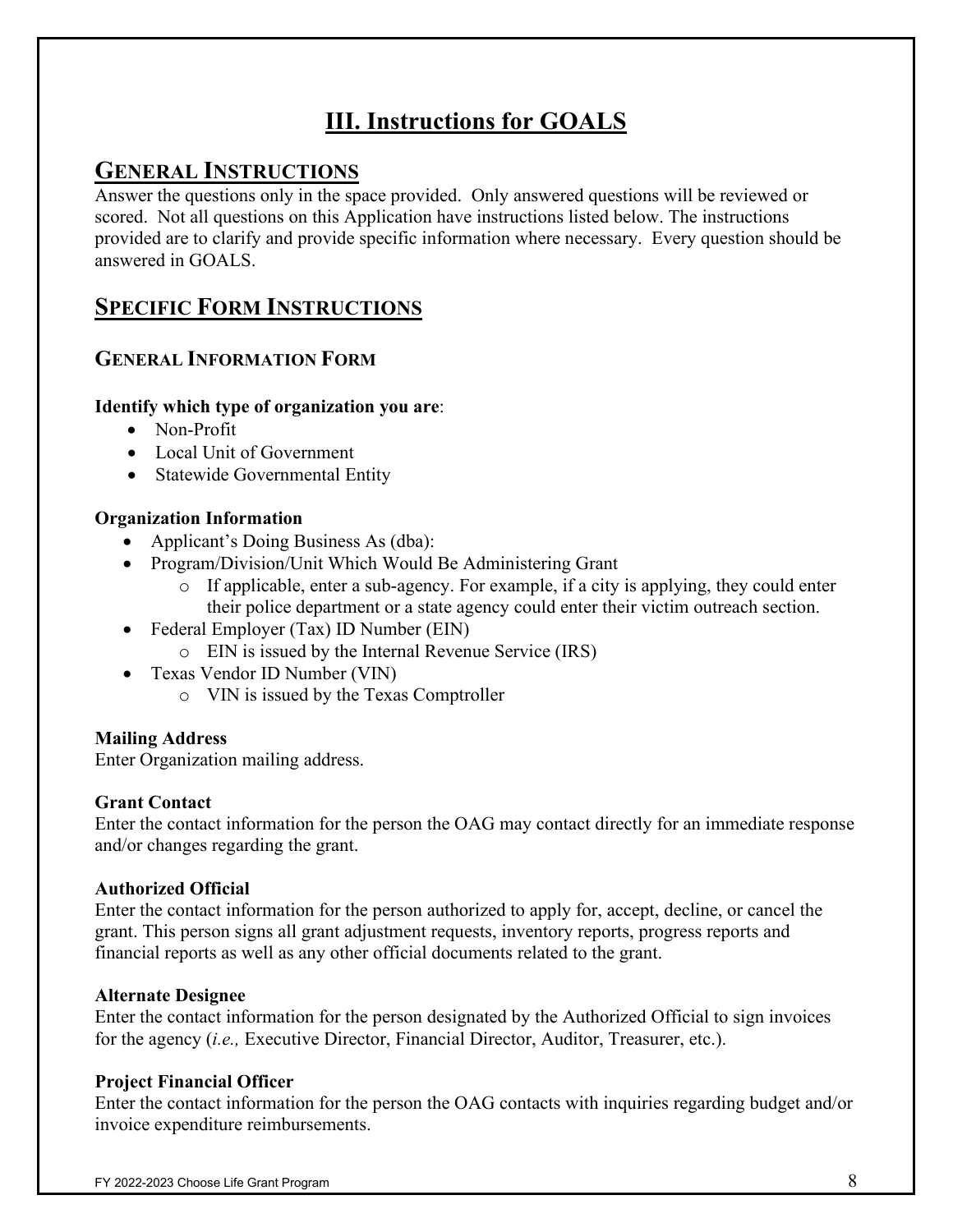# III. Instructions for GOALS

## GENERAL INSTRUCTIONS

Answer the questions only in the space provided. Only answered questions will be reviewed or scored. Not all questions on this Application have instructions listed below. The instructions provided are to clarify and provide specific information where necessary. Every question should be answered in GOALS.

## SPECIFIC FORM INSTRUCTIONS

### GENERAL INFORMATION FORM

**Identify which type of organization you are**:

- Non-Profit
- Local Unit of Government
- Statewide Governmental Entity

**Organization Information**

- Applicant's Doing Business As (dba):
- Program/Division/Unit Which Would Be Administering Grant
  - If applicable, enter a sub-agency. For example, if a city is applying, they could enter their police department or a state agency could enter their victim outreach section.
- Federal Employer (Tax) ID Number (EIN)
  - EIN is issued by the Internal Revenue Service (IRS)
- Texas Vendor ID Number (VIN)
  - VIN is issued by the Texas Comptroller

**Mailing Address**

Enter Organization mailing address.

**Grant Contact**

Enter the contact information for the person the OAG may contact directly for an immediate response and/or changes regarding the grant.

**Authorized Official**

Enter the contact information for the person authorized to apply for, accept, decline, or cancel the grant. This person signs all grant adjustment requests, inventory reports, progress reports and financial reports as well as any other official documents related to the grant.

**Alternate Designee**

Enter the contact information for the person designated by the Authorized Official to sign invoices for the agency (*i.e.,* Executive Director, Financial Director, Auditor, Treasurer, etc.).

**Project Financial Officer**

Enter the contact information for the person the OAG contacts with inquiries regarding budget and/or invoice expenditure reimbursements.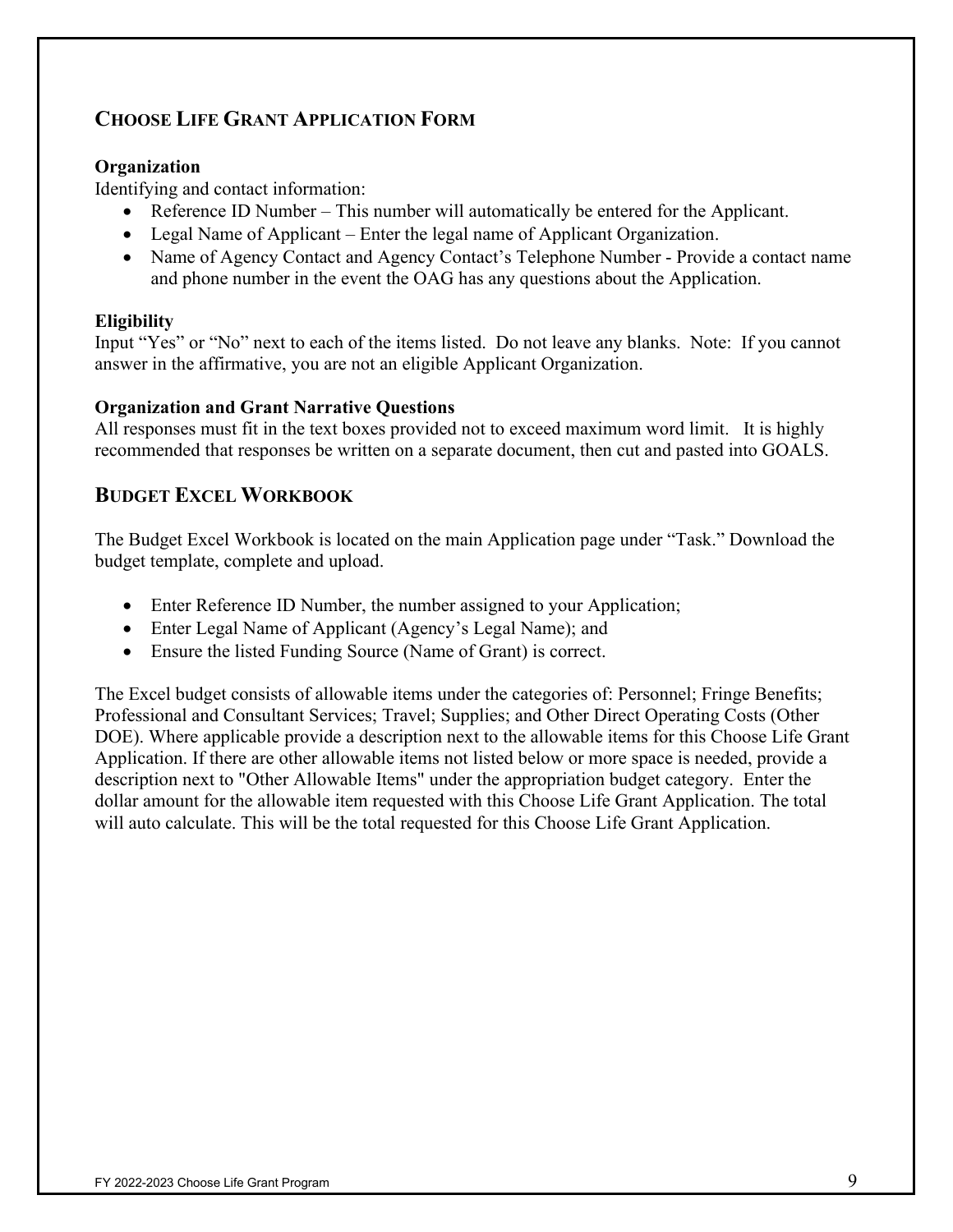## Choose Life Grant Application Form

**Organization**
Identifying and contact information:

- Reference ID Number – This number will automatically be entered for the Applicant.
- Legal Name of Applicant – Enter the legal name of Applicant Organization.
- Name of Agency Contact and Agency Contact's Telephone Number - Provide a contact name and phone number in the event the OAG has any questions about the Application.

**Eligibility**
Input "Yes" or "No" next to each of the items listed. Do not leave any blanks. Note: If you cannot answer in the affirmative, you are not an eligible Applicant Organization.

**Organization and Grant Narrative Questions**
All responses must fit in the text boxes provided not to exceed maximum word limit. It is highly recommended that responses be written on a separate document, then cut and pasted into GOALS.

## Budget Excel Workbook

The Budget Excel Workbook is located on the main Application page under "Task." Download the budget template, complete and upload.

- Enter Reference ID Number, the number assigned to your Application;
- Enter Legal Name of Applicant (Agency's Legal Name); and
- Ensure the listed Funding Source (Name of Grant) is correct.

The Excel budget consists of allowable items under the categories of: Personnel; Fringe Benefits; Professional and Consultant Services; Travel; Supplies; and Other Direct Operating Costs (Other DOE). Where applicable provide a description next to the allowable items for this Choose Life Grant Application. If there are other allowable items not listed below or more space is needed, provide a description next to "Other Allowable Items" under the appropriation budget category. Enter the dollar amount for the allowable item requested with this Choose Life Grant Application. The total will auto calculate. This will be the total requested for this Choose Life Grant Application.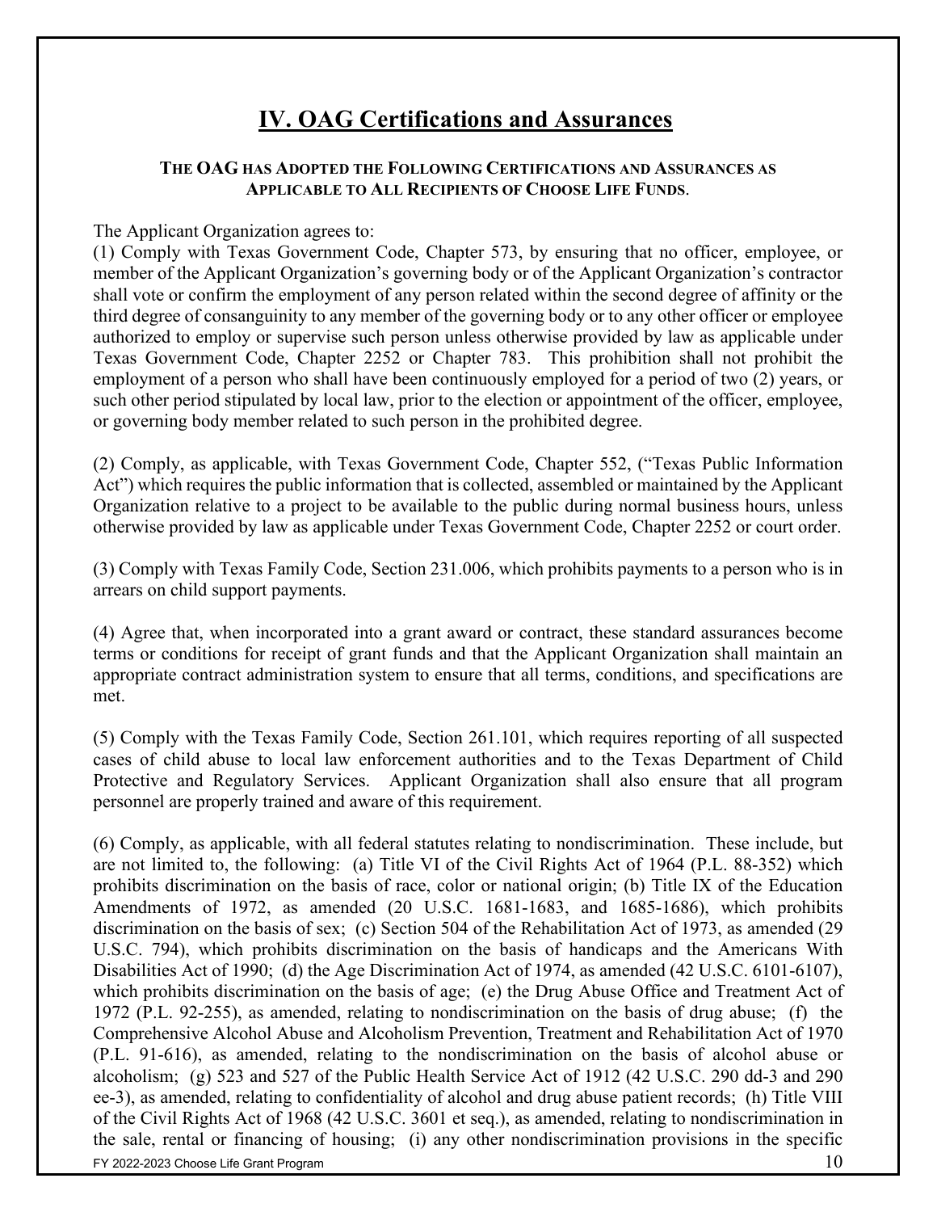# IV. OAG Certifications and Assurances

**The OAG has Adopted the Following Certifications and Assurances as Applicable to All Recipients of Choose Life Funds.**

The Applicant Organization agrees to:

(1) Comply with Texas Government Code, Chapter 573, by ensuring that no officer, employee, or member of the Applicant Organization's governing body or of the Applicant Organization's contractor shall vote or confirm the employment of any person related within the second degree of affinity or the third degree of consanguinity to any member of the governing body or to any other officer or employee authorized to employ or supervise such person unless otherwise provided by law as applicable under Texas Government Code, Chapter 2252 or Chapter 783. This prohibition shall not prohibit the employment of a person who shall have been continuously employed for a period of two (2) years, or such other period stipulated by local law, prior to the election or appointment of the officer, employee, or governing body member related to such person in the prohibited degree.

(2) Comply, as applicable, with Texas Government Code, Chapter 552, ("Texas Public Information Act") which requires the public information that is collected, assembled or maintained by the Applicant Organization relative to a project to be available to the public during normal business hours, unless otherwise provided by law as applicable under Texas Government Code, Chapter 2252 or court order.

(3) Comply with Texas Family Code, Section 231.006, which prohibits payments to a person who is in arrears on child support payments.

(4) Agree that, when incorporated into a grant award or contract, these standard assurances become terms or conditions for receipt of grant funds and that the Applicant Organization shall maintain an appropriate contract administration system to ensure that all terms, conditions, and specifications are met.

(5) Comply with the Texas Family Code, Section 261.101, which requires reporting of all suspected cases of child abuse to local law enforcement authorities and to the Texas Department of Child Protective and Regulatory Services. Applicant Organization shall also ensure that all program personnel are properly trained and aware of this requirement.

(6) Comply, as applicable, with all federal statutes relating to nondiscrimination. These include, but are not limited to, the following: (a) Title VI of the Civil Rights Act of 1964 (P.L. 88-352) which prohibits discrimination on the basis of race, color or national origin; (b) Title IX of the Education Amendments of 1972, as amended (20 U.S.C. 1681-1683, and 1685-1686), which prohibits discrimination on the basis of sex; (c) Section 504 of the Rehabilitation Act of 1973, as amended (29 U.S.C. 794), which prohibits discrimination on the basis of handicaps and the Americans With Disabilities Act of 1990; (d) the Age Discrimination Act of 1974, as amended (42 U.S.C. 6101-6107), which prohibits discrimination on the basis of age; (e) the Drug Abuse Office and Treatment Act of 1972 (P.L. 92-255), as amended, relating to nondiscrimination on the basis of drug abuse; (f) the Comprehensive Alcohol Abuse and Alcoholism Prevention, Treatment and Rehabilitation Act of 1970 (P.L. 91-616), as amended, relating to the nondiscrimination on the basis of alcohol abuse or alcoholism; (g) 523 and 527 of the Public Health Service Act of 1912 (42 U.S.C. 290 dd-3 and 290 ee-3), as amended, relating to confidentiality of alcohol and drug abuse patient records; (h) Title VIII of the Civil Rights Act of 1968 (42 U.S.C. 3601 et seq.), as amended, relating to nondiscrimination in the sale, rental or financing of housing; (i) any other nondiscrimination provisions in the specific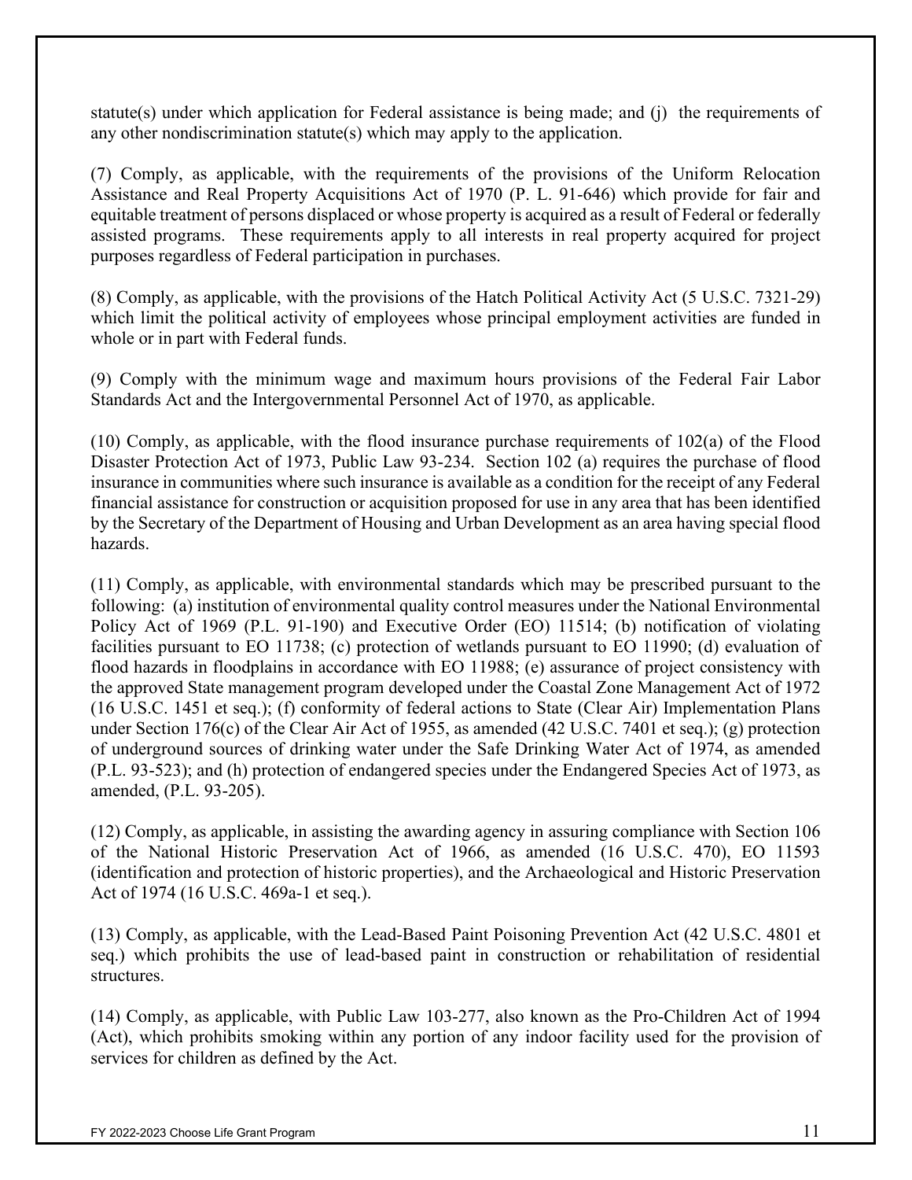statute(s) under which application for Federal assistance is being made; and (j) the requirements of any other nondiscrimination statute(s) which may apply to the application.

(7) Comply, as applicable, with the requirements of the provisions of the Uniform Relocation Assistance and Real Property Acquisitions Act of 1970 (P. L. 91-646) which provide for fair and equitable treatment of persons displaced or whose property is acquired as a result of Federal or federally assisted programs. These requirements apply to all interests in real property acquired for project purposes regardless of Federal participation in purchases.

(8) Comply, as applicable, with the provisions of the Hatch Political Activity Act (5 U.S.C. 7321-29) which limit the political activity of employees whose principal employment activities are funded in whole or in part with Federal funds.

(9) Comply with the minimum wage and maximum hours provisions of the Federal Fair Labor Standards Act and the Intergovernmental Personnel Act of 1970, as applicable.

(10) Comply, as applicable, with the flood insurance purchase requirements of 102(a) of the Flood Disaster Protection Act of 1973, Public Law 93-234. Section 102 (a) requires the purchase of flood insurance in communities where such insurance is available as a condition for the receipt of any Federal financial assistance for construction or acquisition proposed for use in any area that has been identified by the Secretary of the Department of Housing and Urban Development as an area having special flood hazards.

(11) Comply, as applicable, with environmental standards which may be prescribed pursuant to the following: (a) institution of environmental quality control measures under the National Environmental Policy Act of 1969 (P.L. 91-190) and Executive Order (EO) 11514; (b) notification of violating facilities pursuant to EO 11738; (c) protection of wetlands pursuant to EO 11990; (d) evaluation of flood hazards in floodplains in accordance with EO 11988; (e) assurance of project consistency with the approved State management program developed under the Coastal Zone Management Act of 1972 (16 U.S.C. 1451 et seq.); (f) conformity of federal actions to State (Clear Air) Implementation Plans under Section 176(c) of the Clear Air Act of 1955, as amended (42 U.S.C. 7401 et seq.); (g) protection of underground sources of drinking water under the Safe Drinking Water Act of 1974, as amended (P.L. 93-523); and (h) protection of endangered species under the Endangered Species Act of 1973, as amended, (P.L. 93-205).

(12) Comply, as applicable, in assisting the awarding agency in assuring compliance with Section 106 of the National Historic Preservation Act of 1966, as amended (16 U.S.C. 470), EO 11593 (identification and protection of historic properties), and the Archaeological and Historic Preservation Act of 1974 (16 U.S.C. 469a-1 et seq.).

(13) Comply, as applicable, with the Lead-Based Paint Poisoning Prevention Act (42 U.S.C. 4801 et seq.) which prohibits the use of lead-based paint in construction or rehabilitation of residential structures.

(14) Comply, as applicable, with Public Law 103-277, also known as the Pro-Children Act of 1994 (Act), which prohibits smoking within any portion of any indoor facility used for the provision of services for children as defined by the Act.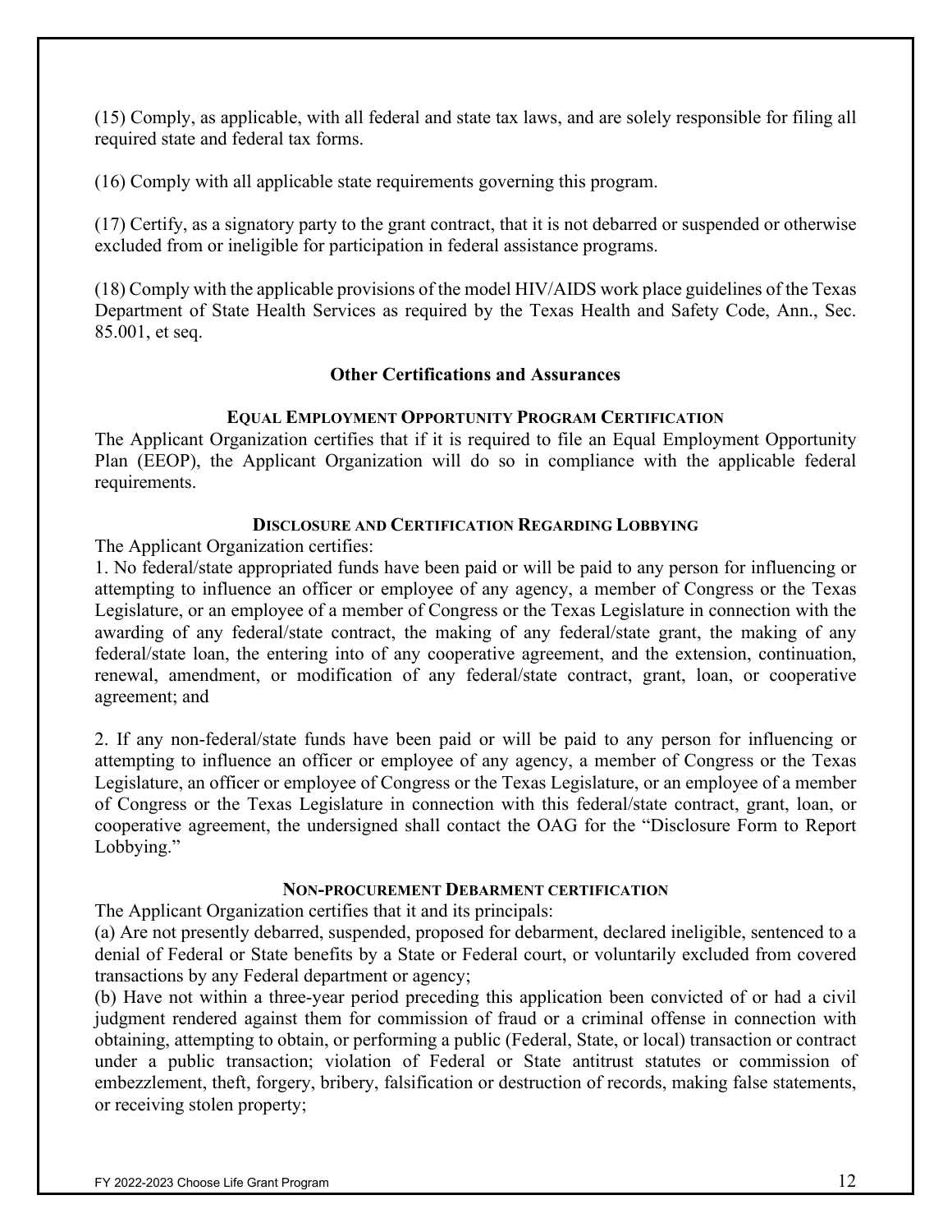(15) Comply, as applicable, with all federal and state tax laws, and are solely responsible for filing all required state and federal tax forms.

(16) Comply with all applicable state requirements governing this program.

(17) Certify, as a signatory party to the grant contract, that it is not debarred or suspended or otherwise excluded from or ineligible for participation in federal assistance programs.

(18) Comply with the applicable provisions of the model HIV/AIDS work place guidelines of the Texas Department of State Health Services as required by the Texas Health and Safety Code, Ann., Sec. 85.001, et seq.

## Other Certifications and Assurances

### Equal Employment Opportunity Program Certification

The Applicant Organization certifies that if it is required to file an Equal Employment Opportunity Plan (EEOP), the Applicant Organization will do so in compliance with the applicable federal requirements.

### Disclosure and Certification Regarding Lobbying

The Applicant Organization certifies:

1. No federal/state appropriated funds have been paid or will be paid to any person for influencing or attempting to influence an officer or employee of any agency, a member of Congress or the Texas Legislature, or an employee of a member of Congress or the Texas Legislature in connection with the awarding of any federal/state contract, the making of any federal/state grant, the making of any federal/state loan, the entering into of any cooperative agreement, and the extension, continuation, renewal, amendment, or modification of any federal/state contract, grant, loan, or cooperative agreement; and

2. If any non-federal/state funds have been paid or will be paid to any person for influencing or attempting to influence an officer or employee of any agency, a member of Congress or the Texas Legislature, an officer or employee of Congress or the Texas Legislature, or an employee of a member of Congress or the Texas Legislature in connection with this federal/state contract, grant, loan, or cooperative agreement, the undersigned shall contact the OAG for the "Disclosure Form to Report Lobbying."

### Non-procurement Debarment certification

The Applicant Organization certifies that it and its principals:

(a) Are not presently debarred, suspended, proposed for debarment, declared ineligible, sentenced to a denial of Federal or State benefits by a State or Federal court, or voluntarily excluded from covered transactions by any Federal department or agency;

(b) Have not within a three-year period preceding this application been convicted of or had a civil judgment rendered against them for commission of fraud or a criminal offense in connection with obtaining, attempting to obtain, or performing a public (Federal, State, or local) transaction or contract under a public transaction; violation of Federal or State antitrust statutes or commission of embezzlement, theft, forgery, bribery, falsification or destruction of records, making false statements, or receiving stolen property;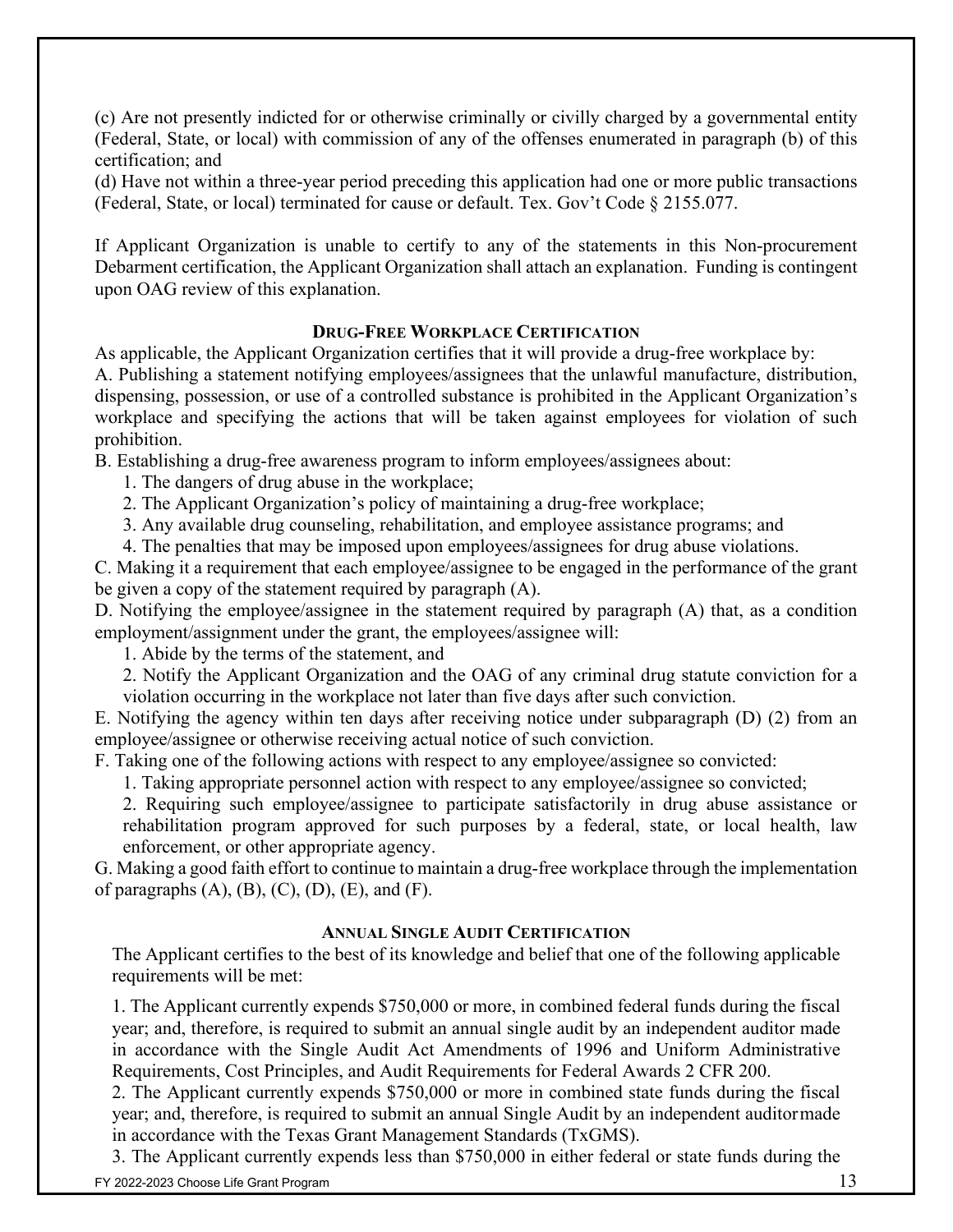(c) Are not presently indicted for or otherwise criminally or civilly charged by a governmental entity (Federal, State, or local) with commission of any of the offenses enumerated in paragraph (b) of this certification; and

(d) Have not within a three-year period preceding this application had one or more public transactions (Federal, State, or local) terminated for cause or default. Tex. Gov't Code § 2155.077.

If Applicant Organization is unable to certify to any of the statements in this Non-procurement Debarment certification, the Applicant Organization shall attach an explanation. Funding is contingent upon OAG review of this explanation.

### DRUG-FREE WORKPLACE CERTIFICATION

As applicable, the Applicant Organization certifies that it will provide a drug-free workplace by:

A. Publishing a statement notifying employees/assignees that the unlawful manufacture, distribution, dispensing, possession, or use of a controlled substance is prohibited in the Applicant Organization's workplace and specifying the actions that will be taken against employees for violation of such prohibition.

B. Establishing a drug-free awareness program to inform employees/assignees about:

1. The dangers of drug abuse in the workplace;
2. The Applicant Organization's policy of maintaining a drug-free workplace;
3. Any available drug counseling, rehabilitation, and employee assistance programs; and
4. The penalties that may be imposed upon employees/assignees for drug abuse violations.

C. Making it a requirement that each employee/assignee to be engaged in the performance of the grant be given a copy of the statement required by paragraph (A).

D. Notifying the employee/assignee in the statement required by paragraph (A) that, as a condition employment/assignment under the grant, the employees/assignee will:

1. Abide by the terms of the statement, and
2. Notify the Applicant Organization and the OAG of any criminal drug statute conviction for a violation occurring in the workplace not later than five days after such conviction.

E. Notifying the agency within ten days after receiving notice under subparagraph (D) (2) from an employee/assignee or otherwise receiving actual notice of such conviction.

F. Taking one of the following actions with respect to any employee/assignee so convicted:

1. Taking appropriate personnel action with respect to any employee/assignee so convicted;
2. Requiring such employee/assignee to participate satisfactorily in drug abuse assistance or rehabilitation program approved for such purposes by a federal, state, or local health, law enforcement, or other appropriate agency.

G. Making a good faith effort to continue to maintain a drug-free workplace through the implementation of paragraphs (A), (B), (C), (D), (E), and (F).

### ANNUAL SINGLE AUDIT CERTIFICATION

The Applicant certifies to the best of its knowledge and belief that one of the following applicable requirements will be met:

1. The Applicant currently expends $750,000 or more, in combined federal funds during the fiscal year; and, therefore, is required to submit an annual single audit by an independent auditor made in accordance with the Single Audit Act Amendments of 1996 and Uniform Administrative Requirements, Cost Principles, and Audit Requirements for Federal Awards 2 CFR 200.
2. The Applicant currently expends $750,000 or more in combined state funds during the fiscal year; and, therefore, is required to submit an annual Single Audit by an independent auditor made in accordance with the Texas Grant Management Standards (TxGMS).
3. The Applicant currently expends less than $750,000 in either federal or state funds during the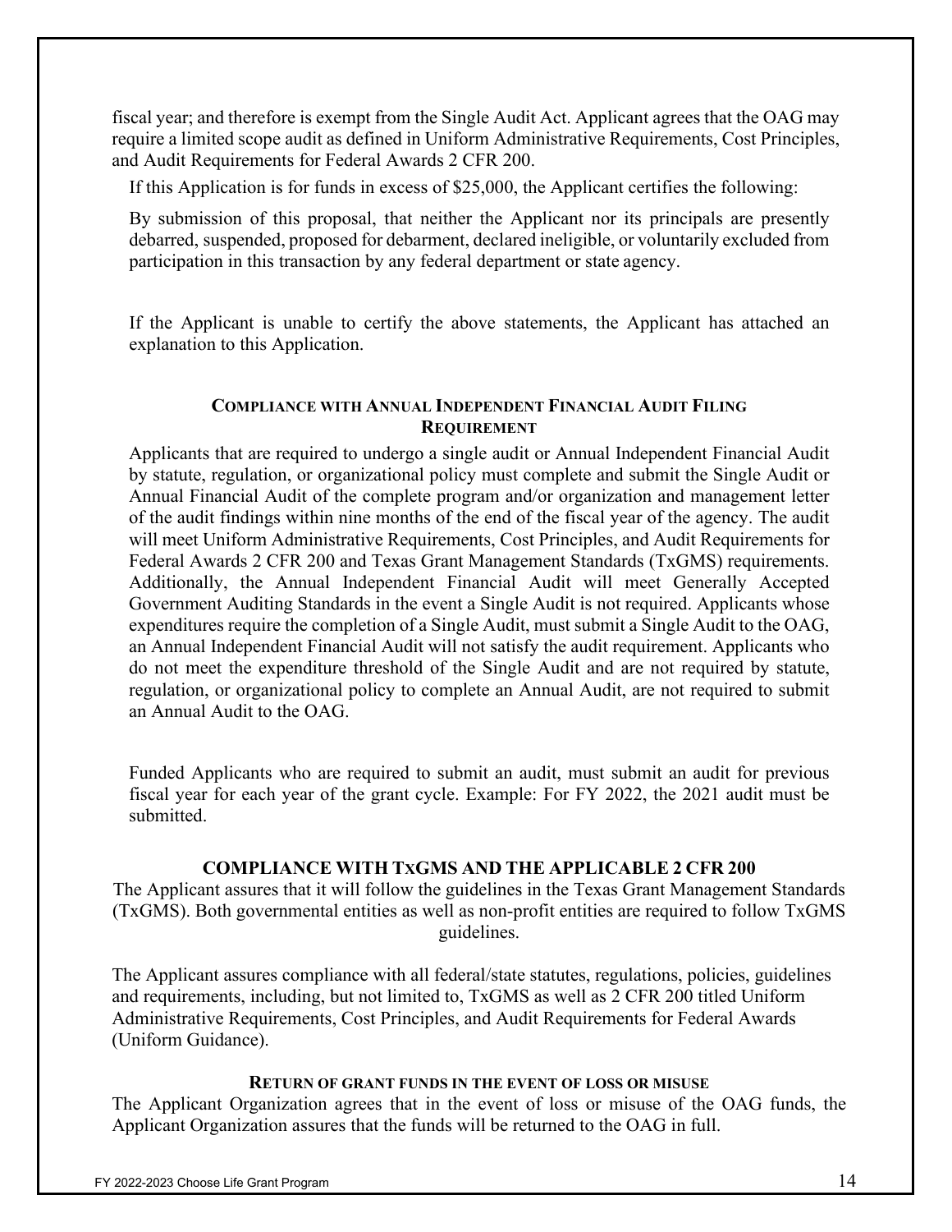fiscal year; and therefore is exempt from the Single Audit Act. Applicant agrees that the OAG may require a limited scope audit as defined in Uniform Administrative Requirements, Cost Principles, and Audit Requirements for Federal Awards 2 CFR 200.

If this Application is for funds in excess of $25,000, the Applicant certifies the following:

By submission of this proposal, that neither the Applicant nor its principals are presently debarred, suspended, proposed for debarment, declared ineligible, or voluntarily excluded from participation in this transaction by any federal department or state agency.

If the Applicant is unable to certify the above statements, the Applicant has attached an explanation to this Application.

### COMPLIANCE WITH ANNUAL INDEPENDENT FINANCIAL AUDIT FILING REQUIREMENT

Applicants that are required to undergo a single audit or Annual Independent Financial Audit by statute, regulation, or organizational policy must complete and submit the Single Audit or Annual Financial Audit of the complete program and/or organization and management letter of the audit findings within nine months of the end of the fiscal year of the agency. The audit will meet Uniform Administrative Requirements, Cost Principles, and Audit Requirements for Federal Awards 2 CFR 200 and Texas Grant Management Standards (TxGMS) requirements. Additionally, the Annual Independent Financial Audit will meet Generally Accepted Government Auditing Standards in the event a Single Audit is not required. Applicants whose expenditures require the completion of a Single Audit, must submit a Single Audit to the OAG, an Annual Independent Financial Audit will not satisfy the audit requirement. Applicants who do not meet the expenditure threshold of the Single Audit and are not required by statute, regulation, or organizational policy to complete an Annual Audit, are not required to submit an Annual Audit to the OAG.

Funded Applicants who are required to submit an audit, must submit an audit for previous fiscal year for each year of the grant cycle. Example: For FY 2022, the 2021 audit must be submitted.

### COMPLIANCE WITH TXGMS AND THE APPLICABLE 2 CFR 200

The Applicant assures that it will follow the guidelines in the Texas Grant Management Standards (TxGMS). Both governmental entities as well as non-profit entities are required to follow TxGMS guidelines.

The Applicant assures compliance with all federal/state statutes, regulations, policies, guidelines and requirements, including, but not limited to, TxGMS as well as 2 CFR 200 titled Uniform Administrative Requirements, Cost Principles, and Audit Requirements for Federal Awards (Uniform Guidance).

### RETURN OF GRANT FUNDS IN THE EVENT OF LOSS OR MISUSE

The Applicant Organization agrees that in the event of loss or misuse of the OAG funds, the Applicant Organization assures that the funds will be returned to the OAG in full.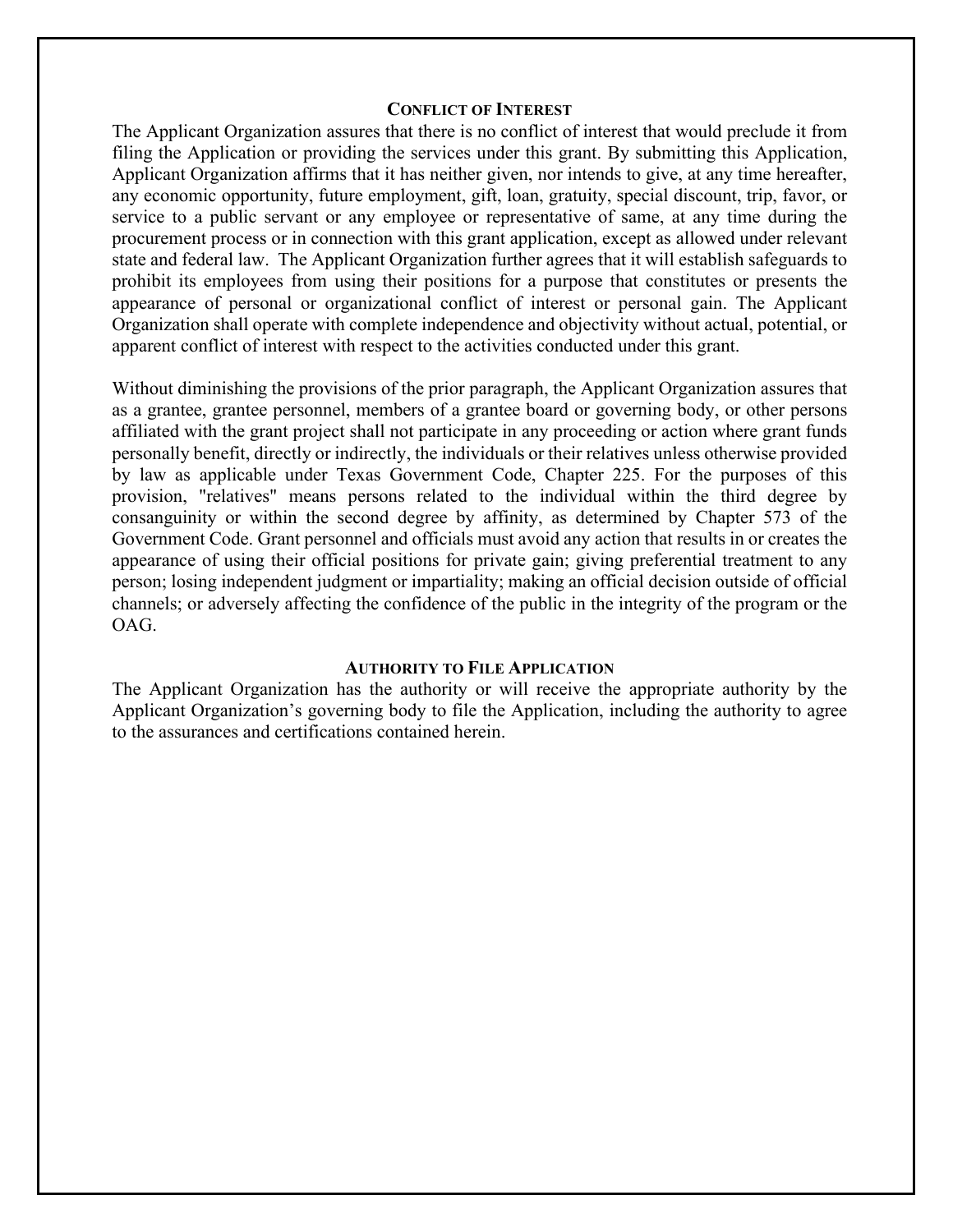## Conflict of Interest

The Applicant Organization assures that there is no conflict of interest that would preclude it from filing the Application or providing the services under this grant. By submitting this Application, Applicant Organization affirms that it has neither given, nor intends to give, at any time hereafter, any economic opportunity, future employment, gift, loan, gratuity, special discount, trip, favor, or service to a public servant or any employee or representative of same, at any time during the procurement process or in connection with this grant application, except as allowed under relevant state and federal law. The Applicant Organization further agrees that it will establish safeguards to prohibit its employees from using their positions for a purpose that constitutes or presents the appearance of personal or organizational conflict of interest or personal gain. The Applicant Organization shall operate with complete independence and objectivity without actual, potential, or apparent conflict of interest with respect to the activities conducted under this grant.

Without diminishing the provisions of the prior paragraph, the Applicant Organization assures that as a grantee, grantee personnel, members of a grantee board or governing body, or other persons affiliated with the grant project shall not participate in any proceeding or action where grant funds personally benefit, directly or indirectly, the individuals or their relatives unless otherwise provided by law as applicable under Texas Government Code, Chapter 225. For the purposes of this provision, "relatives" means persons related to the individual within the third degree by consanguinity or within the second degree by affinity, as determined by Chapter 573 of the Government Code. Grant personnel and officials must avoid any action that results in or creates the appearance of using their official positions for private gain; giving preferential treatment to any person; losing independent judgment or impartiality; making an official decision outside of official channels; or adversely affecting the confidence of the public in the integrity of the program or the OAG.

## Authority to File Application

The Applicant Organization has the authority or will receive the appropriate authority by the Applicant Organization's governing body to file the Application, including the authority to agree to the assurances and certifications contained herein.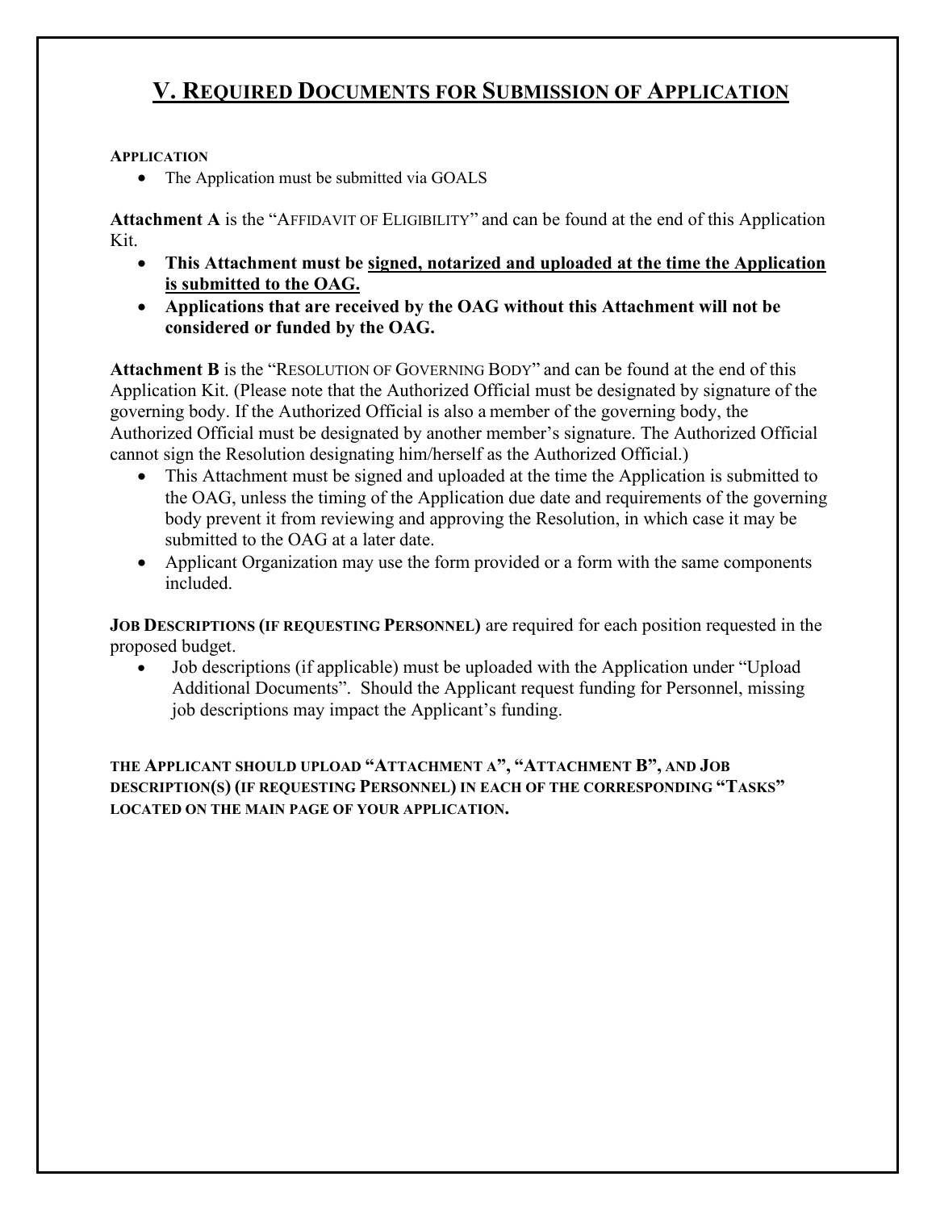# V. Required Documents for Submission of Application

**APPLICATION**

- The Application must be submitted via GOALS

**Attachment A** is the "AFFIDAVIT OF ELIGIBILITY" and can be found at the end of this Application Kit.

- **This Attachment must be signed, notarized and uploaded at the time the Application is submitted to the OAG.**
- **Applications that are received by the OAG without this Attachment will not be considered or funded by the OAG.**

**Attachment B** is the "RESOLUTION OF GOVERNING BODY" and can be found at the end of this Application Kit. (Please note that the Authorized Official must be designated by signature of the governing body. If the Authorized Official is also a member of the governing body, the Authorized Official must be designated by another member's signature. The Authorized Official cannot sign the Resolution designating him/herself as the Authorized Official.)

- This Attachment must be signed and uploaded at the time the Application is submitted to the OAG, unless the timing of the Application due date and requirements of the governing body prevent it from reviewing and approving the Resolution, in which case it may be submitted to the OAG at a later date.
- Applicant Organization may use the form provided or a form with the same components included.

**JOB DESCRIPTIONS (IF REQUESTING PERSONNEL)** are required for each position requested in the proposed budget.

- Job descriptions (if applicable) must be uploaded with the Application under "Upload Additional Documents". Should the Applicant request funding for Personnel, missing job descriptions may impact the Applicant's funding.

**THE APPLICANT SHOULD UPLOAD "ATTACHMENT A", "ATTACHMENT B", AND JOB DESCRIPTION(S) (IF REQUESTING PERSONNEL) IN EACH OF THE CORRESPONDING "TASKS" LOCATED ON THE MAIN PAGE OF YOUR APPLICATION.**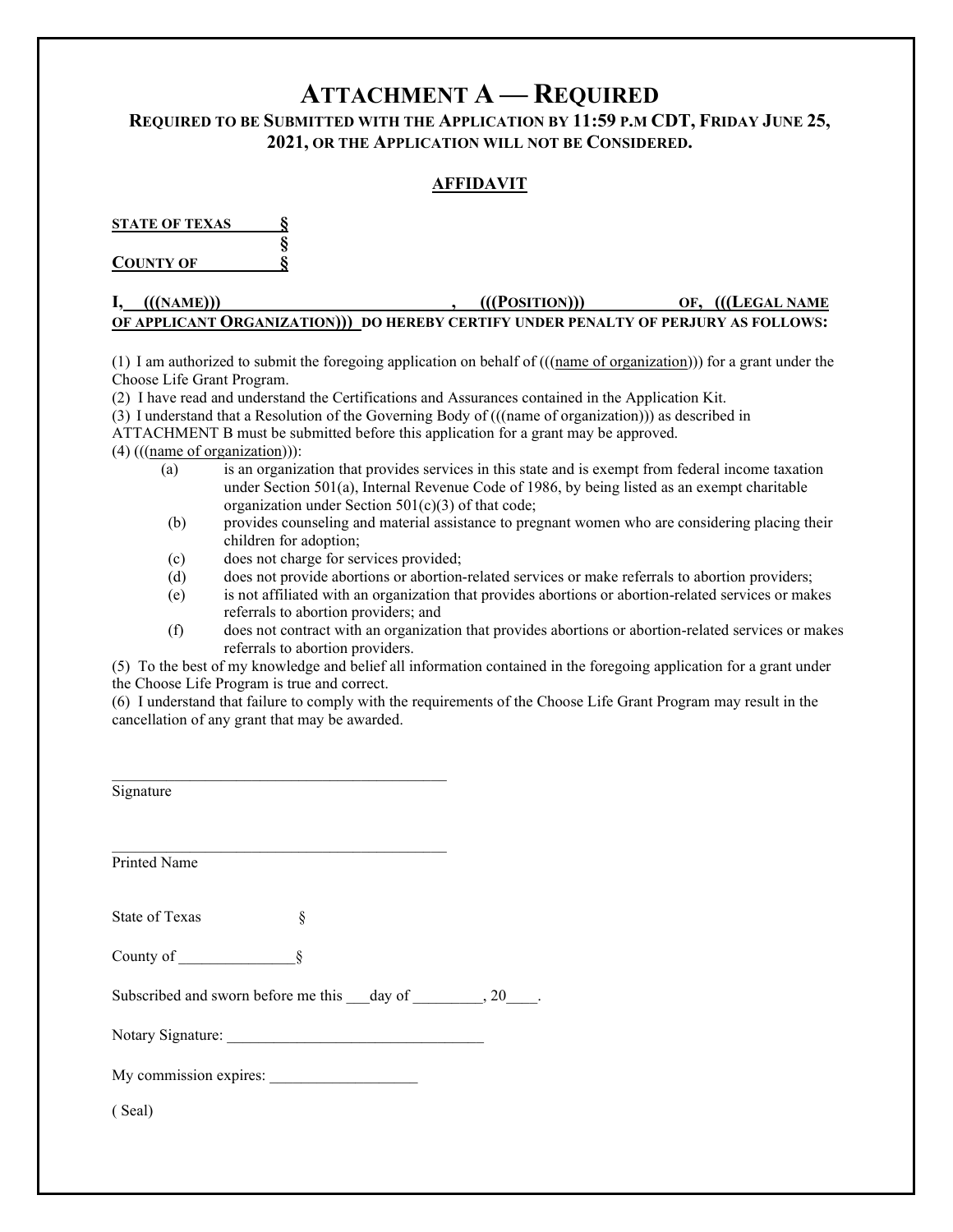# ATTACHMENT A — REQUIRED

### REQUIRED TO BE SUBMITTED WITH THE APPLICATION BY 11:59 P.M CDT, FRIDAY JUNE 25, 2021, OR THE APPLICATION WILL NOT BE CONSIDERED.

## AFFIDAVIT

**STATE OF TEXAS §**
**§**
**COUNTY OF §**

**I, (((NAME))) , (((POSITION))) OF, (((LEGAL NAME OF APPLICANT ORGANIZATION))) DO HEREBY CERTIFY UNDER PENALTY OF PERJURY AS FOLLOWS:**

(1) I am authorized to submit the foregoing application on behalf of (((name of organization))) for a grant under the Choose Life Grant Program.
(2) I have read and understand the Certifications and Assurances contained in the Application Kit.
(3) I understand that a Resolution of the Governing Body of (((name of organization))) as described in ATTACHMENT B must be submitted before this application for a grant may be approved.
(4) (((name of organization))):

- (a) is an organization that provides services in this state and is exempt from federal income taxation under Section 501(a), Internal Revenue Code of 1986, by being listed as an exempt charitable organization under Section 501(c)(3) of that code;
- (b) provides counseling and material assistance to pregnant women who are considering placing their children for adoption;
- (c) does not charge for services provided;
- (d) does not provide abortions or abortion-related services or make referrals to abortion providers;
- (e) is not affiliated with an organization that provides abortions or abortion-related services or makes referrals to abortion providers; and
- (f) does not contract with an organization that provides abortions or abortion-related services or makes referrals to abortion providers.

(5) To the best of my knowledge and belief all information contained in the foregoing application for a grant under the Choose Life Program is true and correct.
(6) I understand that failure to comply with the requirements of the Choose Life Grant Program may result in the cancellation of any grant that may be awarded.

\_\_\_\_\_\_\_\_\_\_\_\_\_\_\_\_\_\_\_\_\_\_\_\_\_\_\_\_\_\_\_\_\_\_\_\_\_\_\_\_
Signature

\_\_\_\_\_\_\_\_\_\_\_\_\_\_\_\_\_\_\_\_\_\_\_\_\_\_\_\_\_\_\_\_\_\_\_\_\_\_\_\_
Printed Name

State of Texas §

County of \_\_\_\_\_\_\_\_\_\_\_\_\_\_\_§

Subscribed and sworn before me this \_\_\_day of \_\_\_\_\_\_\_\_\_, 20\_\_\_\_.

Notary Signature: \_\_\_\_\_\_\_\_\_\_\_\_\_\_\_\_\_\_\_\_\_\_\_\_\_\_\_\_\_\_\_\_

My commission expires: \_\_\_\_\_\_\_\_\_\_\_\_\_\_\_\_\_\_\_

( Seal)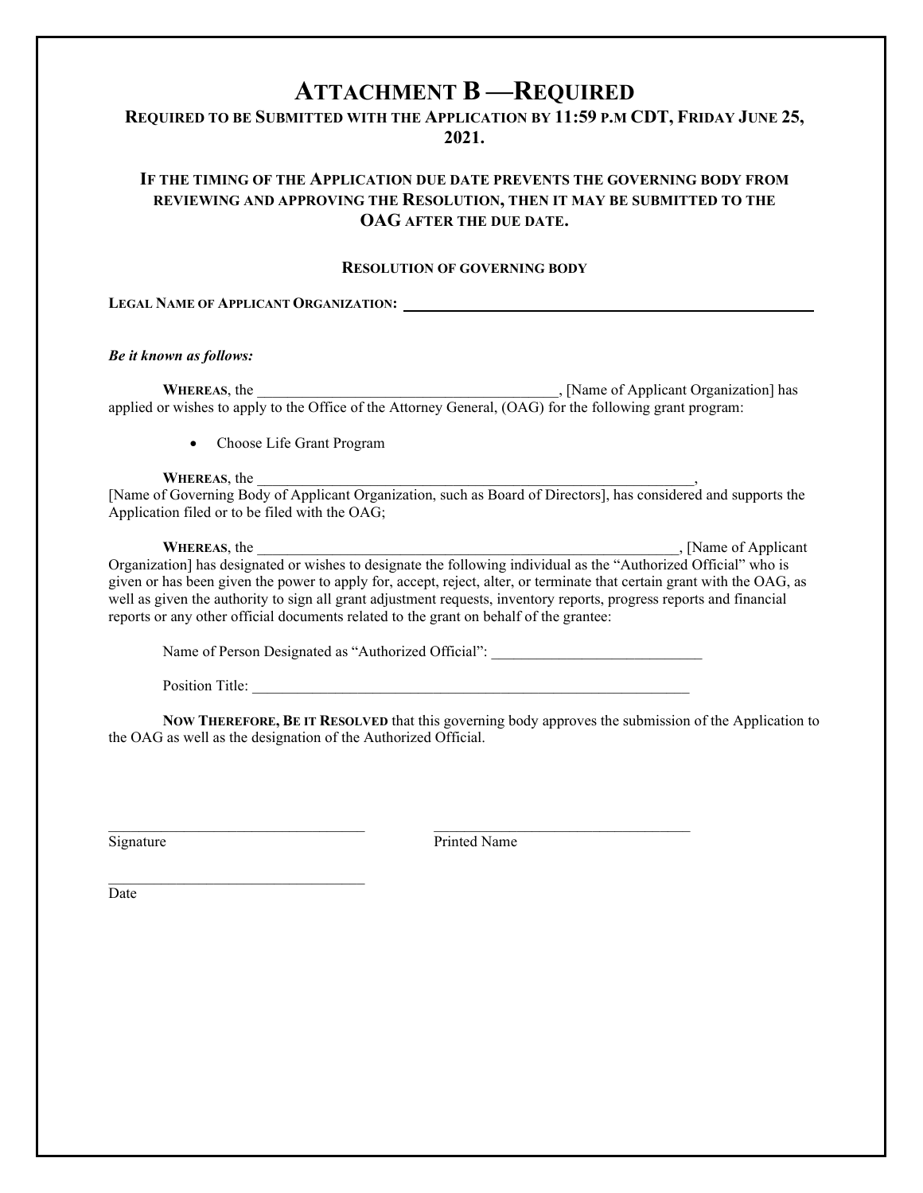# Attachment B —Required

### Required to be Submitted with the Application by 11:59 p.m CDT, Friday June 25, 2021.

### If the timing of the Application due date prevents the governing body from reviewing and approving the Resolution, then it may be submitted to the OAG after the due date.

#### Resolution of governing body

**Legal Name of Applicant Organization:** ______________________________________________

***Be it known as follows:***

**Whereas**, the ________________________________________, [Name of Applicant Organization] has applied or wishes to apply to the Office of the Attorney General, (OAG) for the following grant program:

- Choose Life Grant Program

**Whereas**, the ______________________________________________________________, [Name of Governing Body of Applicant Organization, such as Board of Directors], has considered and supports the Application filed or to be filed with the OAG;

**Whereas**, the __________________________________________________________, [Name of Applicant Organization] has designated or wishes to designate the following individual as the "Authorized Official" who is given or has been given the power to apply for, accept, reject, alter, or terminate that certain grant with the OAG, as well as given the authority to sign all grant adjustment requests, inventory reports, progress reports and financial reports or any other official documents related to the grant on behalf of the grantee:

Name of Person Designated as "Authorized Official": ____________________________

Position Title: ____________________________________________________________

**Now Therefore, Be it Resolved** that this governing body approves the submission of the Application to the OAG as well as the designation of the Authorized Official.

__________________________________ __________________________________
Signature Printed Name

__________________________________
Date